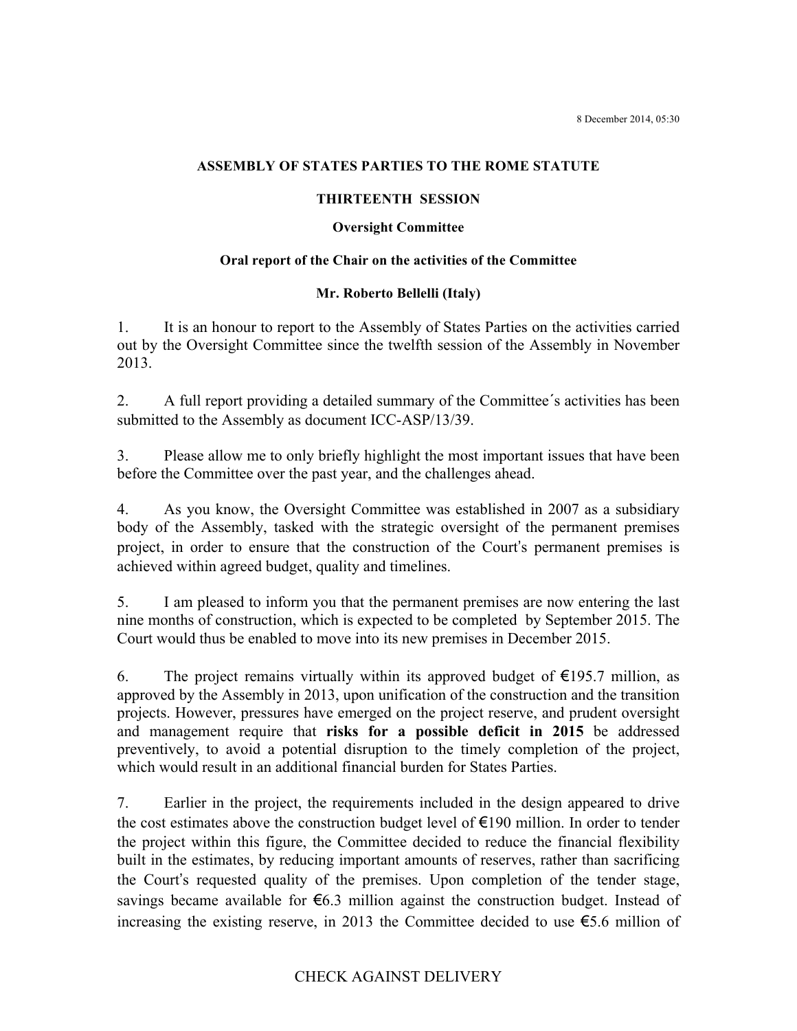8 December 2014, 05:30

**ASSEMBLY OF STATES PARTIES TO THE ROME STATUTE**

**THIRTEENTH SESSION**

**Oversight Committee**

**Oral report of the Chair on the activities of the Committee**

**Mr. Roberto Bellelli (Italy)**

1. It is an honour to report to the Assembly of States Parties on the activities carried out by the Oversight Committee since the twelfth session of the Assembly in November 2013.

2. A full report providing a detailed summary of the Committee´s activities has been submitted to the Assembly as document ICC-ASP/13/39.

3. Please allow me to only briefly highlight the most important issues that have been before the Committee over the past year, and the challenges ahead.

4. As you know, the Oversight Committee was established in 2007 as a subsidiary body of the Assembly, tasked with the strategic oversight of the permanent premises project, in order to ensure that the construction of the Court's permanent premises is achieved within agreed budget, quality and timelines.

5. I am pleased to inform you that the permanent premises are now entering the last nine months of construction, which is expected to be completed by September 2015. The Court would thus be enabled to move into its new premises in December 2015.

6. The project remains virtually within its approved budget of €195.7 million, as approved by the Assembly in 2013, upon unification of the construction and the transition projects. However, pressures have emerged on the project reserve, and prudent oversight and management require that **risks for a possible deficit in 2015** be addressed preventively, to avoid a potential disruption to the timely completion of the project, which would result in an additional financial burden for States Parties.

7. Earlier in the project, the requirements included in the design appeared to drive the cost estimates above the construction budget level of €190 million. In order to tender the project within this figure, the Committee decided to reduce the financial flexibility built in the estimates, by reducing important amounts of reserves, rather than sacrificing the Court's requested quality of the premises. Upon completion of the tender stage, savings became available for €6.3 million against the construction budget. Instead of increasing the existing reserve, in 2013 the Committee decided to use €5.6 million of

CHECK AGAINST DELIVERY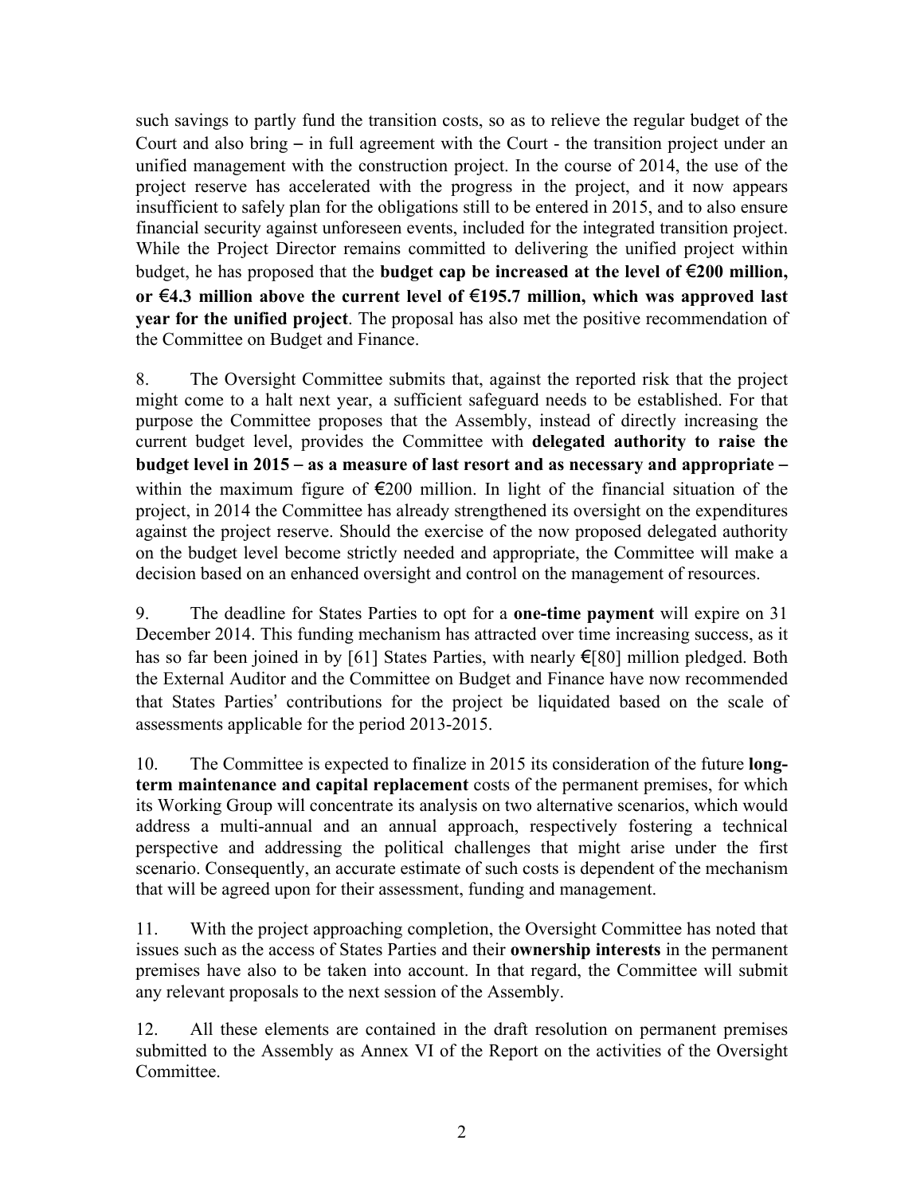such savings to partly fund the transition costs, so as to relieve the regular budget of the Court and also bring – in full agreement with the Court - the transition project under an unified management with the construction project. In the course of 2014, the use of the project reserve has accelerated with the progress in the project, and it now appears insufficient to safely plan for the obligations still to be entered in 2015, and to also ensure financial security against unforeseen events, included for the integrated transition project. While the Project Director remains committed to delivering the unified project within budget, he has proposed that the **budget cap be increased at the level of €200 million, or €4.3 million above the current level of €195.7 million, which was approved last year for the unified project**. The proposal has also met the positive recommendation of the Committee on Budget and Finance.

8. The Oversight Committee submits that, against the reported risk that the project might come to a halt next year, a sufficient safeguard needs to be established. For that purpose the Committee proposes that the Assembly, instead of directly increasing the current budget level, provides the Committee with **delegated authority to raise the budget level in 2015 – as a measure of last resort and as necessary and appropriate –** within the maximum figure of €200 million. In light of the financial situation of the project, in 2014 the Committee has already strengthened its oversight on the expenditures against the project reserve. Should the exercise of the now proposed delegated authority on the budget level become strictly needed and appropriate, the Committee will make a decision based on an enhanced oversight and control on the management of resources.

9. The deadline for States Parties to opt for a **one-time payment** will expire on 31 December 2014. This funding mechanism has attracted over time increasing success, as it has so far been joined in by [61] States Parties, with nearly €[80] million pledged. Both the External Auditor and the Committee on Budget and Finance have now recommended that States Parties' contributions for the project be liquidated based on the scale of assessments applicable for the period 2013-2015.

10. The Committee is expected to finalize in 2015 its consideration of the future **long-term maintenance and capital replacement** costs of the permanent premises, for which its Working Group will concentrate its analysis on two alternative scenarios, which would address a multi-annual and an annual approach, respectively fostering a technical perspective and addressing the political challenges that might arise under the first scenario. Consequently, an accurate estimate of such costs is dependent of the mechanism that will be agreed upon for their assessment, funding and management.

11. With the project approaching completion, the Oversight Committee has noted that issues such as the access of States Parties and their **ownership interests** in the permanent premises have also to be taken into account. In that regard, the Committee will submit any relevant proposals to the next session of the Assembly.

12. All these elements are contained in the draft resolution on permanent premises submitted to the Assembly as Annex VI of the Report on the activities of the Oversight Committee.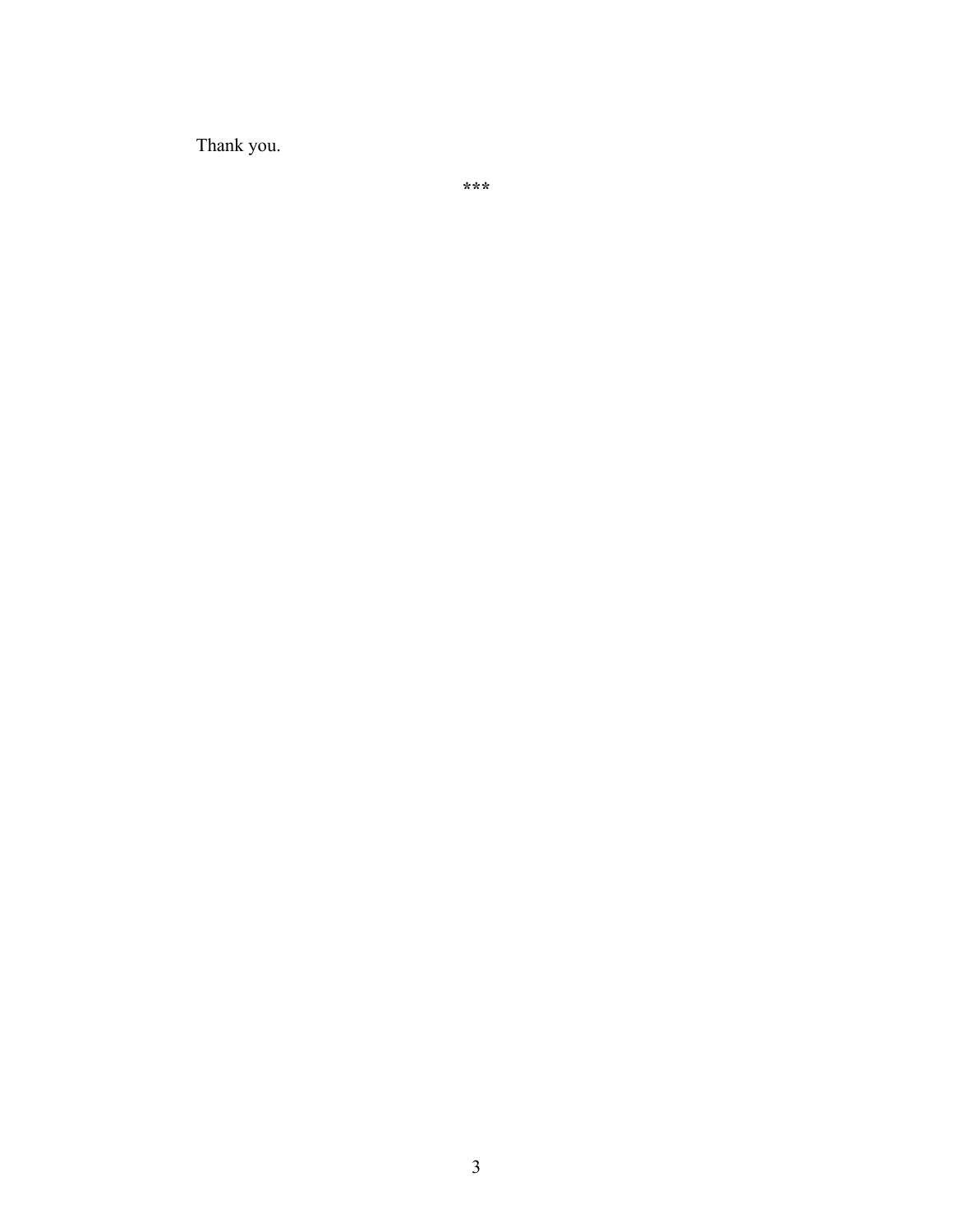Thank you.

***